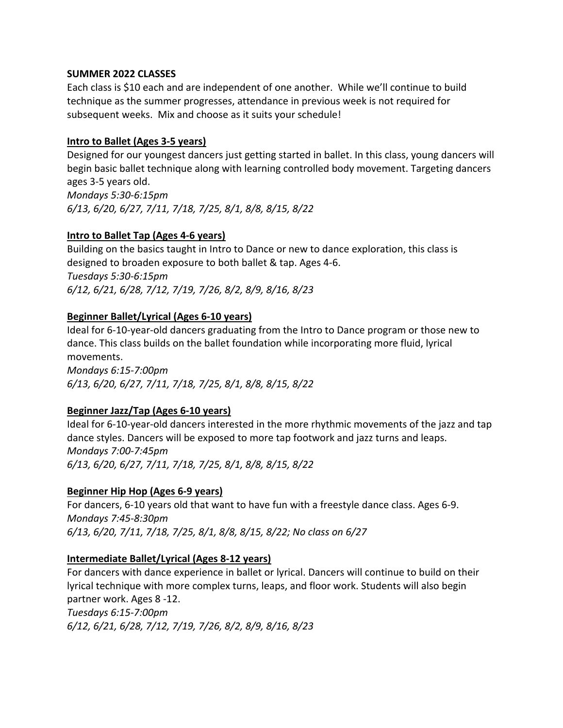**SUMMER 2022 CLASSES**

Each class is $10 each and are independent of one another. While we'll continue to build technique as the summer progresses, attendance in previous week is not required for subsequent weeks. Mix and choose as it suits your schedule!

**<u>Intro to Ballet (Ages 3-5 years)</u>**

Designed for our youngest dancers just getting started in ballet. In this class, young dancers will begin basic ballet technique along with learning controlled body movement. Targeting dancers ages 3-5 years old.

*Mondays 5:30-6:15pm*

*6/13, 6/20, 6/27, 7/11, 7/18, 7/25, 8/1, 8/8, 8/15, 8/22*

**<u>Intro to Ballet Tap (Ages 4-6 years)</u>**

Building on the basics taught in Intro to Dance or new to dance exploration, this class is designed to broaden exposure to both ballet & tap. Ages 4-6.

*Tuesdays 5:30-6:15pm*

*6/12, 6/21, 6/28, 7/12, 7/19, 7/26, 8/2, 8/9, 8/16, 8/23*

**<u>Beginner Ballet/Lyrical (Ages 6-10 years)</u>**

Ideal for 6-10-year-old dancers graduating from the Intro to Dance program or those new to dance. This class builds on the ballet foundation while incorporating more fluid, lyrical movements.

*Mondays 6:15-7:00pm*

*6/13, 6/20, 6/27, 7/11, 7/18, 7/25, 8/1, 8/8, 8/15, 8/22*

**<u>Beginner Jazz/Tap (Ages 6-10 years)</u>**

Ideal for 6-10-year-old dancers interested in the more rhythmic movements of the jazz and tap dance styles. Dancers will be exposed to more tap footwork and jazz turns and leaps.

*Mondays 7:00-7:45pm*

*6/13, 6/20, 6/27, 7/11, 7/18, 7/25, 8/1, 8/8, 8/15, 8/22*

**<u>Beginner Hip Hop (Ages 6-9 years)</u>**

For dancers, 6-10 years old that want to have fun with a freestyle dance class. Ages 6-9.

*Mondays 7:45-8:30pm*

*6/13, 6/20, 7/11, 7/18, 7/25, 8/1, 8/8, 8/15, 8/22; No class on 6/27*

**<u>Intermediate Ballet/Lyrical (Ages 8-12 years)</u>**

For dancers with dance experience in ballet or lyrical. Dancers will continue to build on their lyrical technique with more complex turns, leaps, and floor work. Students will also begin partner work. Ages 8 -12.

*Tuesdays 6:15-7:00pm*

*6/12, 6/21, 6/28, 7/12, 7/19, 7/26, 8/2, 8/9, 8/16, 8/23*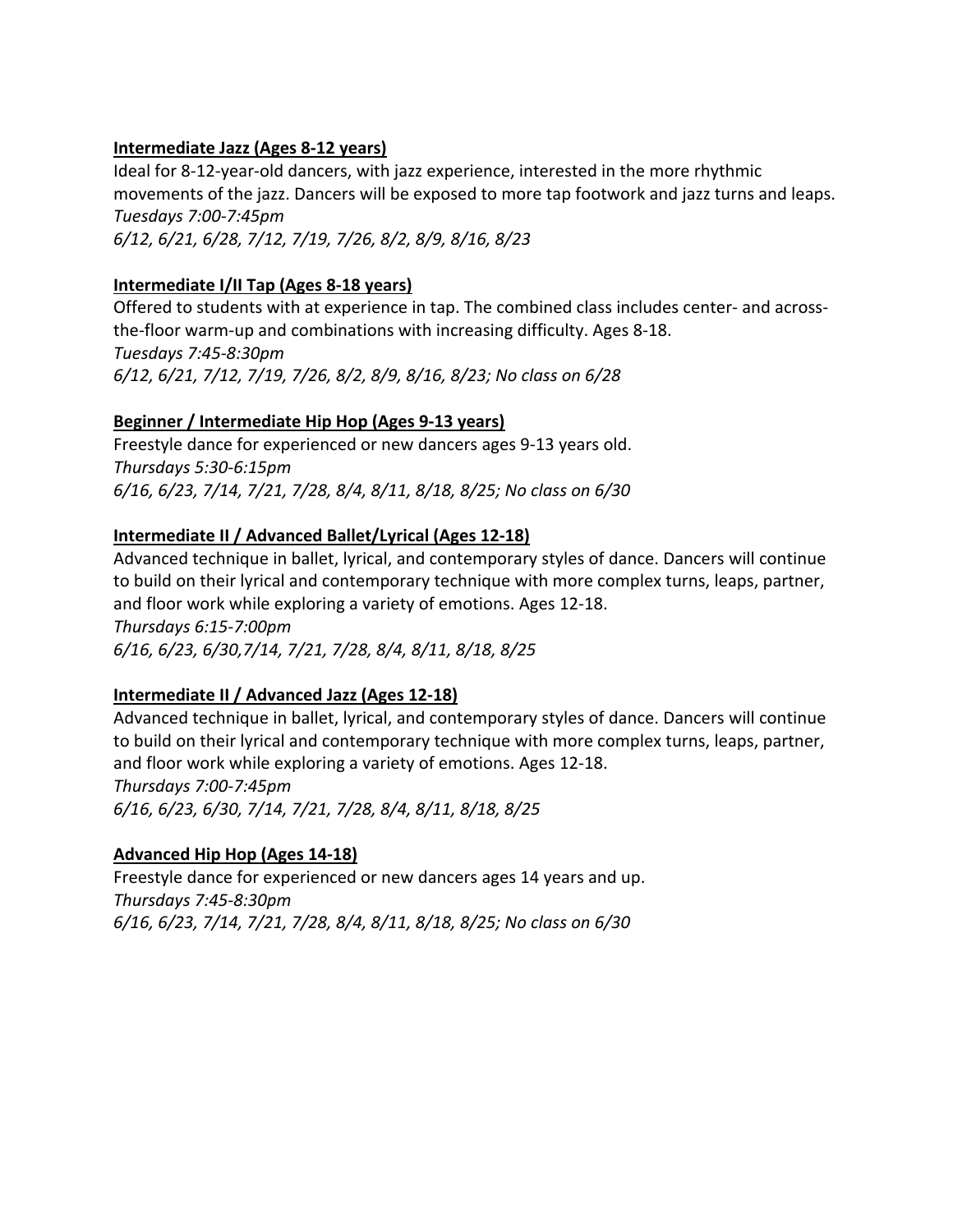**Intermediate Jazz (Ages 8-12 years)**

Ideal for 8-12-year-old dancers, with jazz experience, interested in the more rhythmic movements of the jazz. Dancers will be exposed to more tap footwork and jazz turns and leaps.

*Tuesdays 7:00-7:45pm*

*6/12, 6/21, 6/28, 7/12, 7/19, 7/26, 8/2, 8/9, 8/16, 8/23*

**Intermediate I/II Tap (Ages 8-18 years)**

Offered to students with at experience in tap. The combined class includes center- and across-the-floor warm-up and combinations with increasing difficulty. Ages 8-18.

*Tuesdays 7:45-8:30pm*

*6/12, 6/21, 7/12, 7/19, 7/26, 8/2, 8/9, 8/16, 8/23; No class on 6/28*

**Beginner / Intermediate Hip Hop (Ages 9-13 years)**

Freestyle dance for experienced or new dancers ages 9-13 years old.

*Thursdays 5:30-6:15pm*

*6/16, 6/23, 7/14, 7/21, 7/28, 8/4, 8/11, 8/18, 8/25; No class on 6/30*

**Intermediate II / Advanced Ballet/Lyrical (Ages 12-18)**

Advanced technique in ballet, lyrical, and contemporary styles of dance. Dancers will continue to build on their lyrical and contemporary technique with more complex turns, leaps, partner, and floor work while exploring a variety of emotions. Ages 12-18.

*Thursdays 6:15-7:00pm*

*6/16, 6/23, 6/30,7/14, 7/21, 7/28, 8/4, 8/11, 8/18, 8/25*

**Intermediate II / Advanced Jazz (Ages 12-18)**

Advanced technique in ballet, lyrical, and contemporary styles of dance. Dancers will continue to build on their lyrical and contemporary technique with more complex turns, leaps, partner, and floor work while exploring a variety of emotions. Ages 12-18.

*Thursdays 7:00-7:45pm*

*6/16, 6/23, 6/30, 7/14, 7/21, 7/28, 8/4, 8/11, 8/18, 8/25*

**Advanced Hip Hop (Ages 14-18)**

Freestyle dance for experienced or new dancers ages 14 years and up.

*Thursdays 7:45-8:30pm*

*6/16, 6/23, 7/14, 7/21, 7/28, 8/4, 8/11, 8/18, 8/25; No class on 6/30*